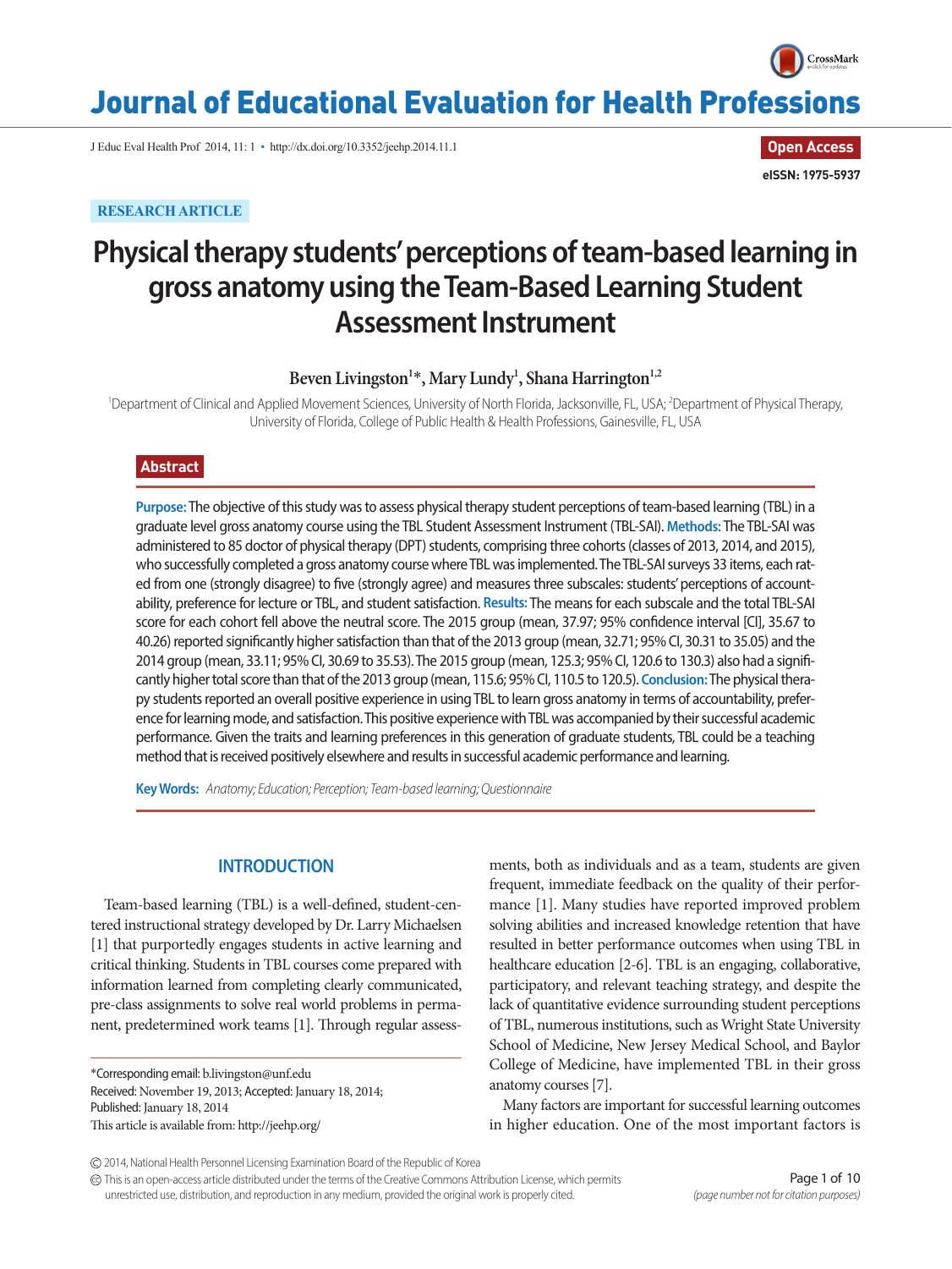RESEARCH ARTICLE

# Physical therapy students' perceptions of team-based learning in gross anatomy using the Team-Based Learning Student Assessment Instrument

**Beven Livingston[1]*, Mary Lundy[1], Shana Harrington[1,2]**

[1]Department of Clinical and Applied Movement Sciences, University of North Florida, Jacksonville, FL, USA; [2]Department of Physical Therapy, University of Florida, College of Public Health & Health Professions, Gainesville, FL, USA

## Abstract

**Purpose:** The objective of this study was to assess physical therapy student perceptions of team-based learning (TBL) in a graduate level gross anatomy course using the TBL Student Assessment Instrument (TBL-SAI). **Methods:** The TBL-SAI was administered to 85 doctor of physical therapy (DPT) students, comprising three cohorts (classes of 2013, 2014, and 2015), who successfully completed a gross anatomy course where TBL was implemented. The TBL-SAI surveys 33 items, each rated from one (strongly disagree) to five (strongly agree) and measures three subscales: students' perceptions of accountability, preference for lecture or TBL, and student satisfaction. **Results:** The means for each subscale and the total TBL-SAI score for each cohort fell above the neutral score. The 2015 group (mean, 37.97; 95% confidence interval [CI], 35.67 to 40.26) reported significantly higher satisfaction than that of the 2013 group (mean, 32.71; 95% CI, 30.31 to 35.05) and the 2014 group (mean, 33.11; 95% CI, 30.69 to 35.53). The 2015 group (mean, 125.3; 95% CI, 120.6 to 130.3) also had a significantly higher total score than that of the 2013 group (mean, 115.6; 95% CI, 110.5 to 120.5). **Conclusion:** The physical therapy students reported an overall positive experience in using TBL to learn gross anatomy in terms of accountability, preference for learning mode, and satisfaction. This positive experience with TBL was accompanied by their successful academic performance. Given the traits and learning preferences in this generation of graduate students, TBL could be a teaching method that is received positively elsewhere and results in successful academic performance and learning.

**Key Words:** *Anatomy; Education; Perception; Team-based learning; Questionnaire*

## INTRODUCTION

Team-based learning (TBL) is a well-defined, student-centered instructional strategy developed by Dr. Larry Michaelsen [1] that purportedly engages students in active learning and critical thinking. Students in TBL courses come prepared with information learned from completing clearly communicated, pre-class assignments to solve real world problems in permanent, predetermined work teams [1]. Through regular assessments, both as individuals and as a team, students are given frequent, immediate feedback on the quality of their performance [1]. Many studies have reported improved problem solving abilities and increased knowledge retention that have resulted in better performance outcomes when using TBL in healthcare education [2-6]. TBL is an engaging, collaborative, participatory, and relevant teaching strategy, and despite the lack of quantitative evidence surrounding student perceptions of TBL, numerous institutions, such as Wright State University School of Medicine, New Jersey Medical School, and Baylor College of Medicine, have implemented TBL in their gross anatomy courses [7].

Many factors are important for successful learning outcomes in higher education. One of the most important factors is

*Corresponding email: b.livingston@unf.edu
Received: November 19, 2013; Accepted: January 18, 2014;
Published: January 18, 2014
This article is available from: http://jeehp.org/

© 2014, National Health Personnel Licensing Examination Board of the Republic of Korea
This is an open-access article distributed under the terms of the Creative Commons Attribution License, which permits unrestricted use, distribution, and reproduction in any medium, provided the original work is properly cited.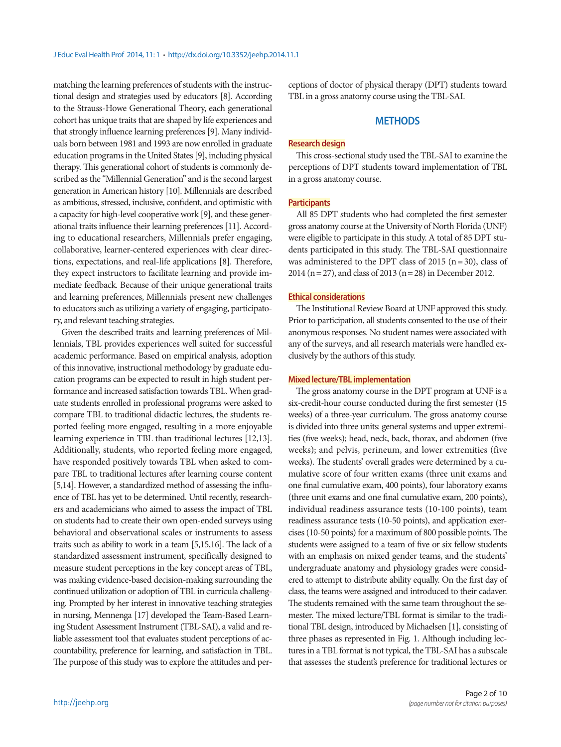matching the learning preferences of students with the instructional design and strategies used by educators [8]. According to the Strauss-Howe Generational Theory, each generational cohort has unique traits that are shaped by life experiences and that strongly influence learning preferences [9]. Many individuals born between 1981 and 1993 are now enrolled in graduate education programs in the United States [9], including physical therapy. This generational cohort of students is commonly described as the "Millennial Generation" and is the second largest generation in American history [10]. Millennials are described as ambitious, stressed, inclusive, confident, and optimistic with a capacity for high-level cooperative work [9], and these generational traits influence their learning preferences [11]. According to educational researchers, Millennials prefer engaging, collaborative, learner-centered experiences with clear directions, expectations, and real-life applications [8]. Therefore, they expect instructors to facilitate learning and provide immediate feedback. Because of their unique generational traits and learning preferences, Millennials present new challenges to educators such as utilizing a variety of engaging, participatory, and relevant teaching strategies.

Given the described traits and learning preferences of Millennials, TBL provides experiences well suited for successful academic performance. Based on empirical analysis, adoption of this innovative, instructional methodology by graduate education programs can be expected to result in high student performance and increased satisfaction towards TBL. When graduate students enrolled in professional programs were asked to compare TBL to traditional didactic lectures, the students reported feeling more engaged, resulting in a more enjoyable learning experience in TBL than traditional lectures [12,13]. Additionally, students, who reported feeling more engaged, have responded positively towards TBL when asked to compare TBL to traditional lectures after learning course content [5,14]. However, a standardized method of assessing the influence of TBL has yet to be determined. Until recently, researchers and academicians who aimed to assess the impact of TBL on students had to create their own open-ended surveys using behavioral and observational scales or instruments to assess traits such as ability to work in a team [5,15,16]. The lack of a standardized assessment instrument, specifically designed to measure student perceptions in the key concept areas of TBL, was making evidence-based decision-making surrounding the continued utilization or adoption of TBL in curricula challenging. Prompted by her interest in innovative teaching strategies in nursing, Mennenga [17] developed the Team-Based Learning Student Assessment Instrument (TBL-SAI), a valid and reliable assessment tool that evaluates student perceptions of accountability, preference for learning, and satisfaction in TBL. The purpose of this study was to explore the attitudes and perceptions of doctor of physical therapy (DPT) students toward TBL in a gross anatomy course using the TBL-SAI.

## METHODS

### Research design

This cross-sectional study used the TBL-SAI to examine the perceptions of DPT students toward implementation of TBL in a gross anatomy course.

### Participants

All 85 DPT students who had completed the first semester gross anatomy course at the University of North Florida (UNF) were eligible to participate in this study. A total of 85 DPT students participated in this study. The TBL-SAI questionnaire was administered to the DPT class of 2015 (n = 30), class of 2014 (n = 27), and class of 2013 (n = 28) in December 2012.

### Ethical considerations

The Institutional Review Board at UNF approved this study. Prior to participation, all students consented to the use of their anonymous responses. No student names were associated with any of the surveys, and all research materials were handled exclusively by the authors of this study.

### Mixed lecture/TBL implementation

The gross anatomy course in the DPT program at UNF is a six-credit-hour course conducted during the first semester (15 weeks) of a three-year curriculum. The gross anatomy course is divided into three units: general systems and upper extremities (five weeks); head, neck, back, thorax, and abdomen (five weeks); and pelvis, perineum, and lower extremities (five weeks). The students' overall grades were determined by a cumulative score of four written exams (three unit exams and one final cumulative exam, 400 points), four laboratory exams (three unit exams and one final cumulative exam, 200 points), individual readiness assurance tests (10-100 points), team readiness assurance tests (10-50 points), and application exercises (10-50 points) for a maximum of 800 possible points. The students were assigned to a team of five or six fellow students with an emphasis on mixed gender teams, and the students' undergraduate anatomy and physiology grades were considered to attempt to distribute ability equally. On the first day of class, the teams were assigned and introduced to their cadaver. The students remained with the same team throughout the semester. The mixed lecture/TBL format is similar to the traditional TBL design, introduced by Michaelsen [1], consisting of three phases as represented in Fig. 1. Although including lectures in a TBL format is not typical, the TBL-SAI has a subscale that assesses the student's preference for traditional lectures or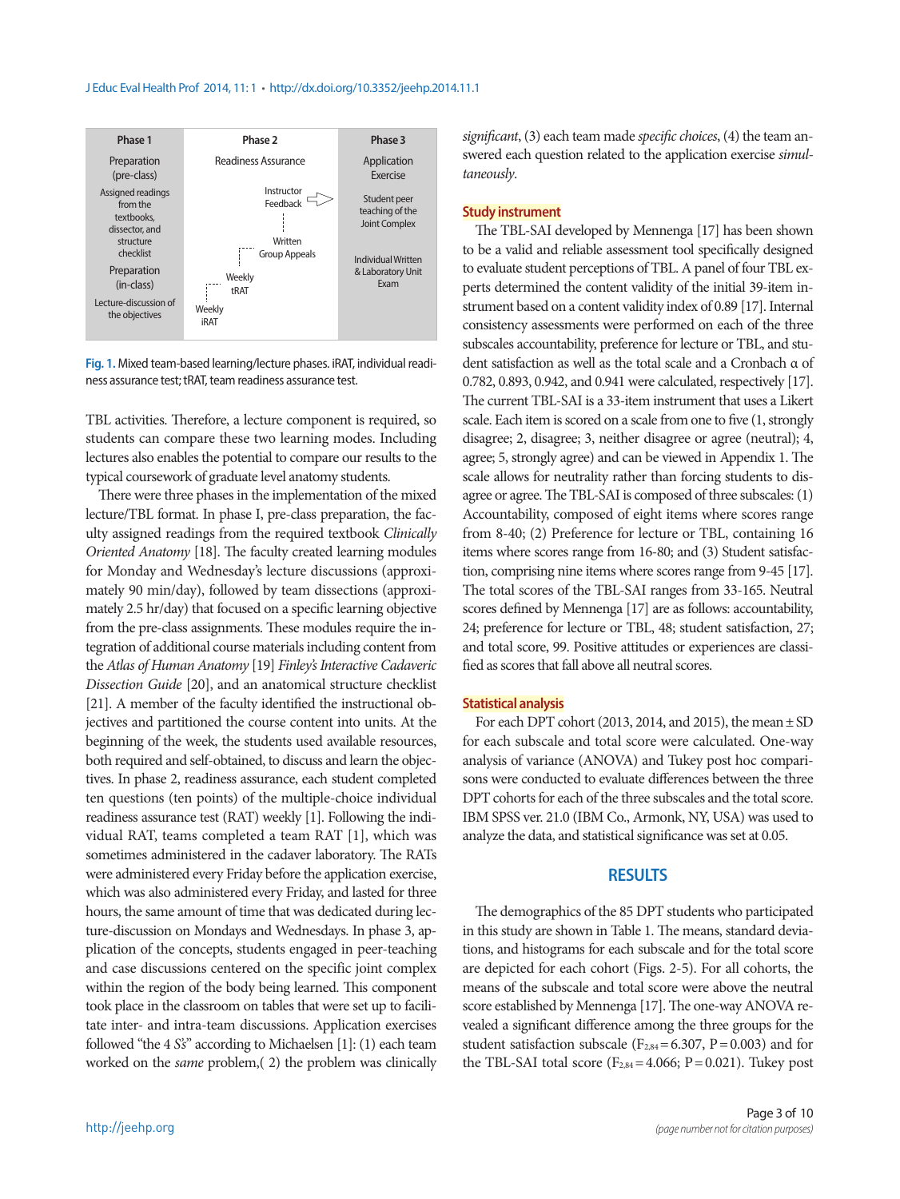| Phase 1 | Phase 2 | Phase 3 |
|---|---|---|
| Preparation (pre-class) | Readiness Assurance | Application Exercise |
| Assigned readings from the textbooks, dissector, and structure checklist | Instructor Feedback | Student peer teaching of the Joint Complex |
| Preparation (in-class) | Written Group Appeals | Individual Written & Laboratory Unit Exam |
| Lecture-discussion of the objectives | Weekly tRAT | |
| | Weekly iRAT | |

**Fig. 1.** Mixed team-based learning/lecture phases. iRAT, individual readiness assurance test; tRAT, team readiness assurance test.

TBL activities. Therefore, a lecture component is required, so students can compare these two learning modes. Including lectures also enables the potential to compare our results to the typical coursework of graduate level anatomy students.

There were three phases in the implementation of the mixed lecture/TBL format. In phase I, pre-class preparation, the faculty assigned readings from the required textbook *Clinically Oriented Anatomy* [18]. The faculty created learning modules for Monday and Wednesday's lecture discussions (approximately 90 min/day), followed by team dissections (approximately 2.5 hr/day) that focused on a specific learning objective from the pre-class assignments. These modules require the integration of additional course materials including content from the *Atlas of Human Anatomy* [19] *Finley's Interactive Cadaveric Dissection Guide* [20], and an anatomical structure checklist [21]. A member of the faculty identified the instructional objectives and partitioned the course content into units. At the beginning of the week, the students used available resources, both required and self-obtained, to discuss and learn the objectives. In phase 2, readiness assurance, each student completed ten questions (ten points) of the multiple-choice individual readiness assurance test (RAT) weekly [1]. Following the individual RAT, teams completed a team RAT [1], which was sometimes administered in the cadaver laboratory. The RATs were administered every Friday before the application exercise, which was also administered every Friday, and lasted for three hours, the same amount of time that was dedicated during lecture-discussion on Mondays and Wednesdays. In phase 3, application of the concepts, students engaged in peer-teaching and case discussions centered on the specific joint complex within the region of the body being learned. This component took place in the classroom on tables that were set up to facilitate inter- and intra-team discussions. Application exercises followed "the 4 *S*'s" according to Michaelsen [1]: (1) each team worked on the *same* problem,( 2) the problem was clinically *significant*, (3) each team made *specific choices*, (4) the team answered each question related to the application exercise *simultaneously*.

## Study instrument

The TBL-SAI developed by Mennenga [17] has been shown to be a valid and reliable assessment tool specifically designed to evaluate student perceptions of TBL. A panel of four TBL experts determined the content validity of the initial 39-item instrument based on a content validity index of 0.89 [17]. Internal consistency assessments were performed on each of the three subscales accountability, preference for lecture or TBL, and student satisfaction as well as the total scale and a Cronbach α of 0.782, 0.893, 0.942, and 0.941 were calculated, respectively [17]. The current TBL-SAI is a 33-item instrument that uses a Likert scale. Each item is scored on a scale from one to five (1, strongly disagree; 2, disagree; 3, neither disagree or agree (neutral); 4, agree; 5, strongly agree) and can be viewed in Appendix 1. The scale allows for neutrality rather than forcing students to disagree or agree. The TBL-SAI is composed of three subscales: (1) Accountability, composed of eight items where scores range from 8-40; (2) Preference for lecture or TBL, containing 16 items where scores range from 16-80; and (3) Student satisfaction, comprising nine items where scores range from 9-45 [17]. The total scores of the TBL-SAI ranges from 33-165. Neutral scores defined by Mennenga [17] are as follows: accountability, 24; preference for lecture or TBL, 48; student satisfaction, 27; and total score, 99. Positive attitudes or experiences are classified as scores that fall above all neutral scores.

## Statistical analysis

For each DPT cohort (2013, 2014, and 2015), the mean ± SD for each subscale and total score were calculated. One-way analysis of variance (ANOVA) and Tukey post hoc comparisons were conducted to evaluate differences between the three DPT cohorts for each of the three subscales and the total score. IBM SPSS ver. 21.0 (IBM Co., Armonk, NY, USA) was used to analyze the data, and statistical significance was set at 0.05.

# RESULTS

The demographics of the 85 DPT students who participated in this study are shown in Table 1. The means, standard deviations, and histograms for each subscale and for the total score are depicted for each cohort (Figs. 2-5). For all cohorts, the means of the subscale and total score were above the neutral score established by Mennenga [17]. The one-way ANOVA revealed a significant difference among the three groups for the student satisfaction subscale ($F_{2,84} = 6.307$, $P = 0.003$) and for the TBL-SAI total score ($F_{2,84} = 4.066$; $P = 0.021$). Tukey post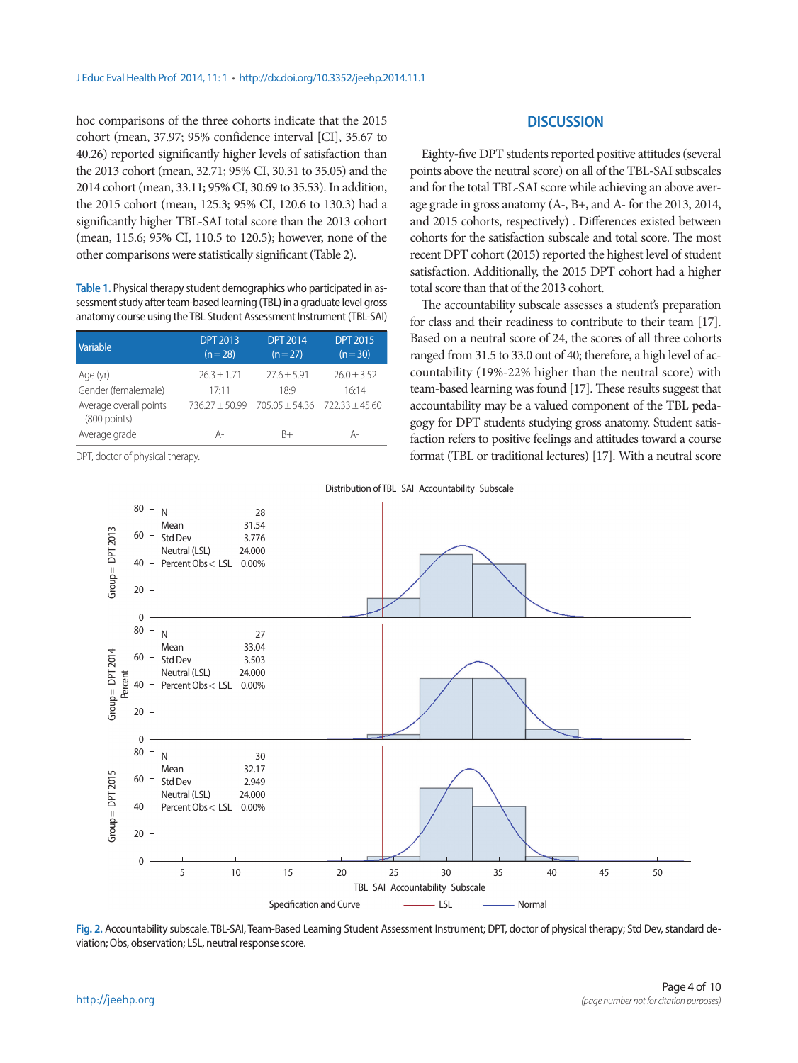hoc comparisons of the three cohorts indicate that the 2015 cohort (mean, 37.97; 95% confidence interval [CI], 35.67 to 40.26) reported significantly higher levels of satisfaction than the 2013 cohort (mean, 32.71; 95% CI, 30.31 to 35.05) and the 2014 cohort (mean, 33.11; 95% CI, 30.69 to 35.53). In addition, the 2015 cohort (mean, 125.3; 95% CI, 120.6 to 130.3) had a significantly higher TBL-SAI total score than the 2013 cohort (mean, 115.6; 95% CI, 110.5 to 120.5); however, none of the other comparisons were statistically significant (Table 2).

**Table 1.** Physical therapy student demographics who participated in assessment study after team-based learning (TBL) in a graduate level gross anatomy course using the TBL Student Assessment Instrument (TBL-SAI)

| Variable | DPT 2013 (n = 28) | DPT 2014 (n = 27) | DPT 2015 (n = 30) |
|---|---|---|---|
| Age (yr) | 26.3 ± 1.71 | 27.6 ± 5.91 | 26.0 ± 3.52 |
| Gender (female:male) | 17:11 | 18:9 | 16:14 |
| Average overall points (800 points) | 736.27 ± 50.99 | 705.05 ± 54.36 | 722.33 ± 45.60 |
| Average grade | A- | B+ | A- |

DPT, doctor of physical therapy.

## DISCUSSION

Eighty-five DPT students reported positive attitudes (several points above the neutral score) on all of the TBL-SAI subscales and for the total TBL-SAI score while achieving an above average grade in gross anatomy (A-, B+, and A- for the 2013, 2014, and 2015 cohorts, respectively) . Differences existed between cohorts for the satisfaction subscale and total score. The most recent DPT cohort (2015) reported the highest level of student satisfaction. Additionally, the 2015 DPT cohort had a higher total score than that of the 2013 cohort.

The accountability subscale assesses a student's preparation for class and their readiness to contribute to their team [17]. Based on a neutral score of 24, the scores of all three cohorts ranged from 31.5 to 33.0 out of 40; therefore, a high level of accountability (19%-22% higher than the neutral score) with team-based learning was found [17]. These results suggest that accountability may be a valued component of the TBL pedagogy for DPT students studying gross anatomy. Student satisfaction refers to positive feelings and attitudes toward a course format (TBL or traditional lectures) [17]. With a neutral score

**Fig. 2.** Accountability subscale. TBL-SAI, Team-Based Learning Student Assessment Instrument; DPT, doctor of physical therapy; Std Dev, standard deviation; Obs, observation; LSL, neutral response score.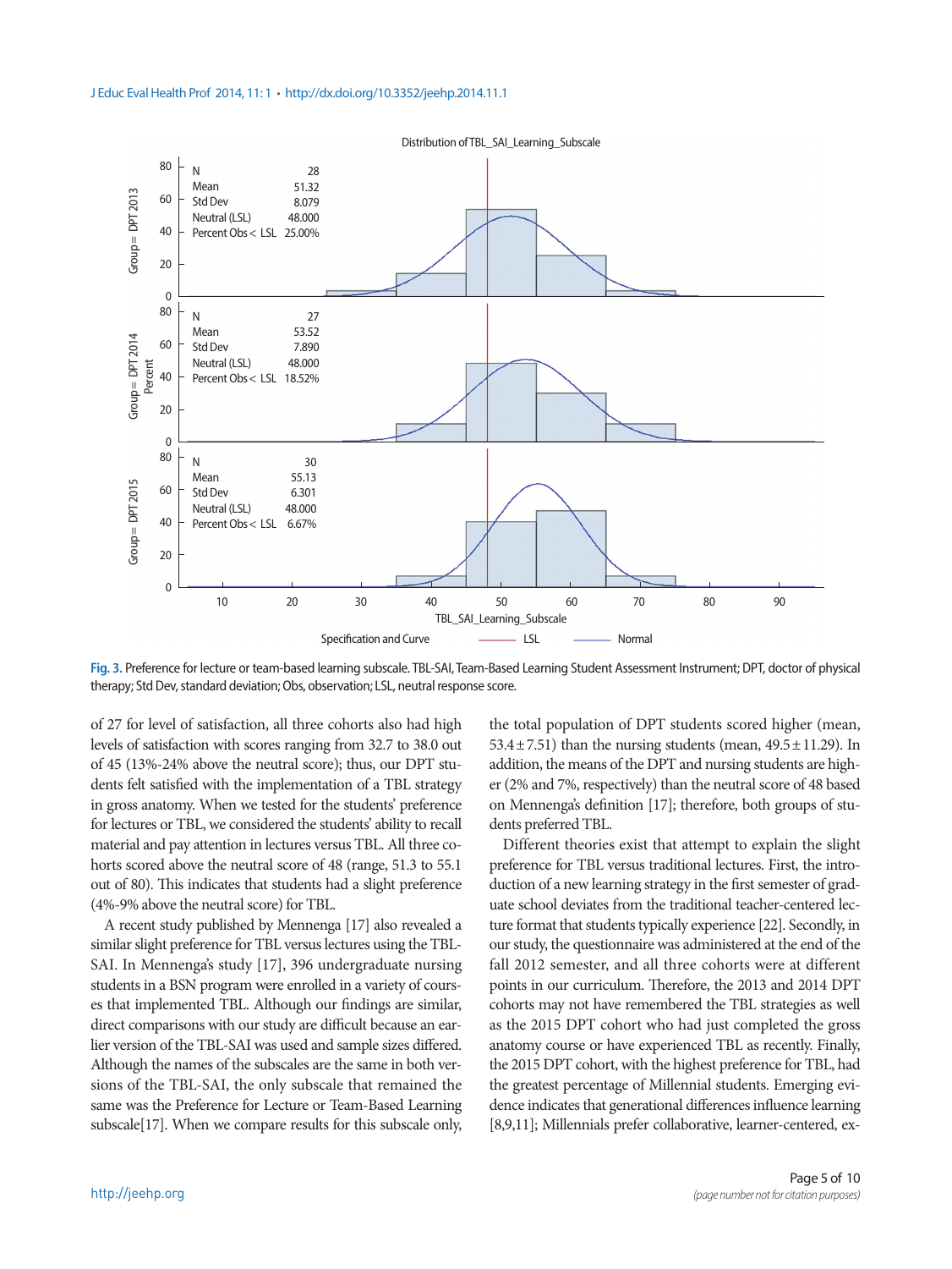Fig. 3. Preference for lecture or team-based learning subscale. TBL-SAI, Team-Based Learning Student Assessment Instrument; DPT, doctor of physical therapy; Std Dev, standard deviation; Obs, observation; LSL, neutral response score.

of 27 for level of satisfaction, all three cohorts also had high levels of satisfaction with scores ranging from 32.7 to 38.0 out of 45 (13%-24% above the neutral score); thus, our DPT students felt satisfied with the implementation of a TBL strategy in gross anatomy. When we tested for the students' preference for lectures or TBL, we considered the students' ability to recall material and pay attention in lectures versus TBL. All three cohorts scored above the neutral score of 48 (range, 51.3 to 55.1 out of 80). This indicates that students had a slight preference (4%-9% above the neutral score) for TBL.

A recent study published by Mennenga [17] also revealed a similar slight preference for TBL versus lectures using the TBL-SAI. In Mennenga's study [17], 396 undergraduate nursing students in a BSN program were enrolled in a variety of courses that implemented TBL. Although our findings are similar, direct comparisons with our study are difficult because an earlier version of the TBL-SAI was used and sample sizes differed. Although the names of the subscales are the same in both versions of the TBL-SAI, the only subscale that remained the same was the Preference for Lecture or Team-Based Learning subscale[17]. When we compare results for this subscale only, the total population of DPT students scored higher (mean, $53.4 \pm 7.51$) than the nursing students (mean, $49.5 \pm 11.29$). In addition, the means of the DPT and nursing students are higher (2% and 7%, respectively) than the neutral score of 48 based on Mennenga's definition [17]; therefore, both groups of students preferred TBL.

Different theories exist that attempt to explain the slight preference for TBL versus traditional lectures. First, the introduction of a new learning strategy in the first semester of graduate school deviates from the traditional teacher-centered lecture format that students typically experience [22]. Secondly, in our study, the questionnaire was administered at the end of the fall 2012 semester, and all three cohorts were at different points in our curriculum. Therefore, the 2013 and 2014 DPT cohorts may not have remembered the TBL strategies as well as the 2015 DPT cohort who had just completed the gross anatomy course or have experienced TBL as recently. Finally, the 2015 DPT cohort, with the highest preference for TBL, had the greatest percentage of Millennial students. Emerging evidence indicates that generational differences influence learning [8,9,11]; Millennials prefer collaborative, learner-centered, ex-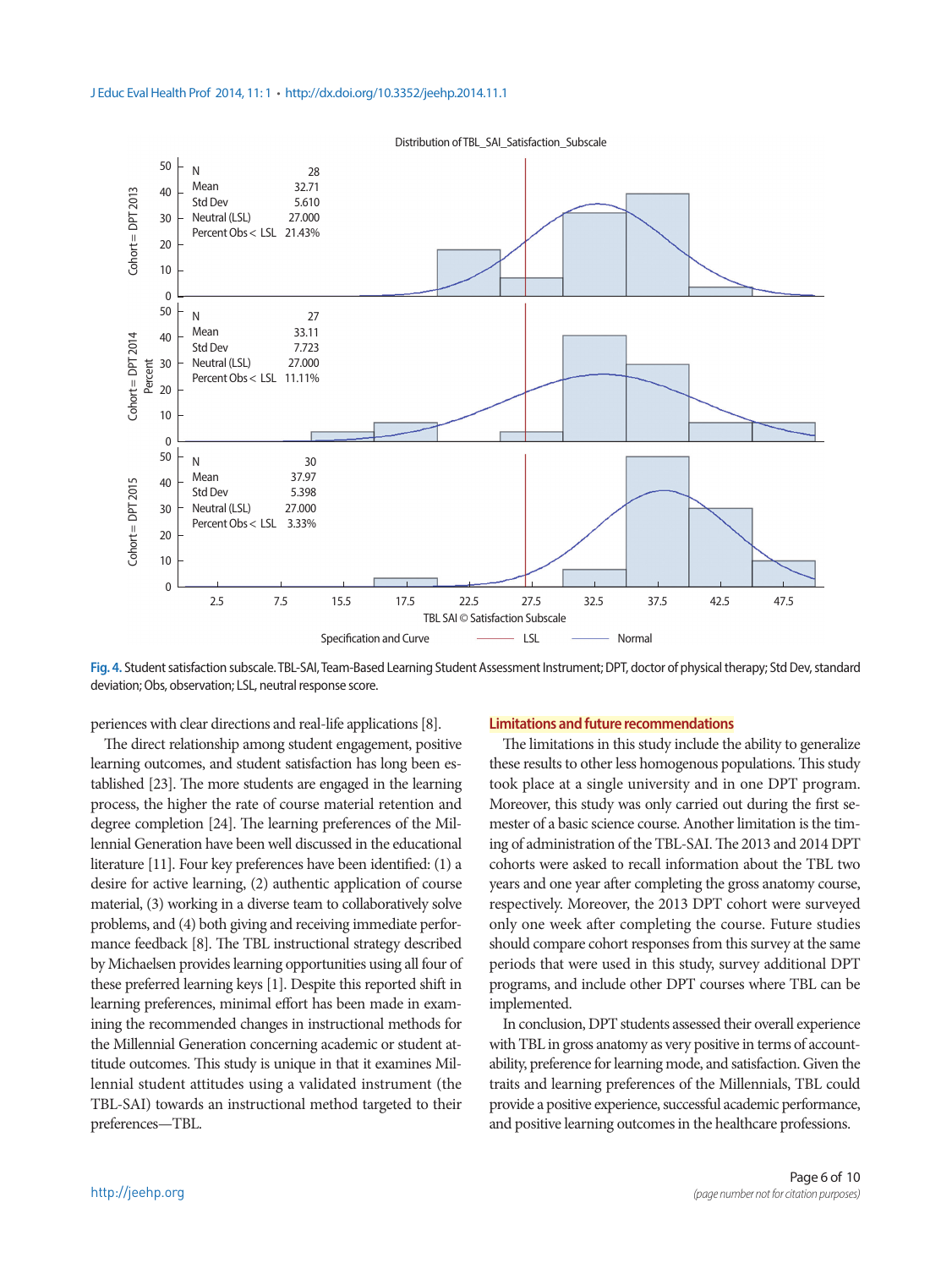Fig. 4. Student satisfaction subscale. TBL-SAI, Team-Based Learning Student Assessment Instrument; DPT, doctor of physical therapy; Std Dev, standard deviation; Obs, observation; LSL, neutral response score.

periences with clear directions and real-life applications [8].

The direct relationship among student engagement, positive learning outcomes, and student satisfaction has long been established [23]. The more students are engaged in the learning process, the higher the rate of course material retention and degree completion [24]. The learning preferences of the Millennial Generation have been well discussed in the educational literature [11]. Four key preferences have been identified: (1) a desire for active learning, (2) authentic application of course material, (3) working in a diverse team to collaboratively solve problems, and (4) both giving and receiving immediate performance feedback [8]. The TBL instructional strategy described by Michaelsen provides learning opportunities using all four of these preferred learning keys [1]. Despite this reported shift in learning preferences, minimal effort has been made in examining the recommended changes in instructional methods for the Millennial Generation concerning academic or student attitude outcomes. This study is unique in that it examines Millennial student attitudes using a validated instrument (the TBL-SAI) towards an instructional method targeted to their preferences—TBL.

## Limitations and future recommendations

The limitations in this study include the ability to generalize these results to other less homogenous populations. This study took place at a single university and in one DPT program. Moreover, this study was only carried out during the first semester of a basic science course. Another limitation is the timing of administration of the TBL-SAI. The 2013 and 2014 DPT cohorts were asked to recall information about the TBL two years and one year after completing the gross anatomy course, respectively. Moreover, the 2013 DPT cohort were surveyed only one week after completing the course. Future studies should compare cohort responses from this survey at the same periods that were used in this study, survey additional DPT programs, and include other DPT courses where TBL can be implemented.

In conclusion, DPT students assessed their overall experience with TBL in gross anatomy as very positive in terms of accountability, preference for learning mode, and satisfaction. Given the traits and learning preferences of the Millennials, TBL could provide a positive experience, successful academic performance, and positive learning outcomes in the healthcare professions.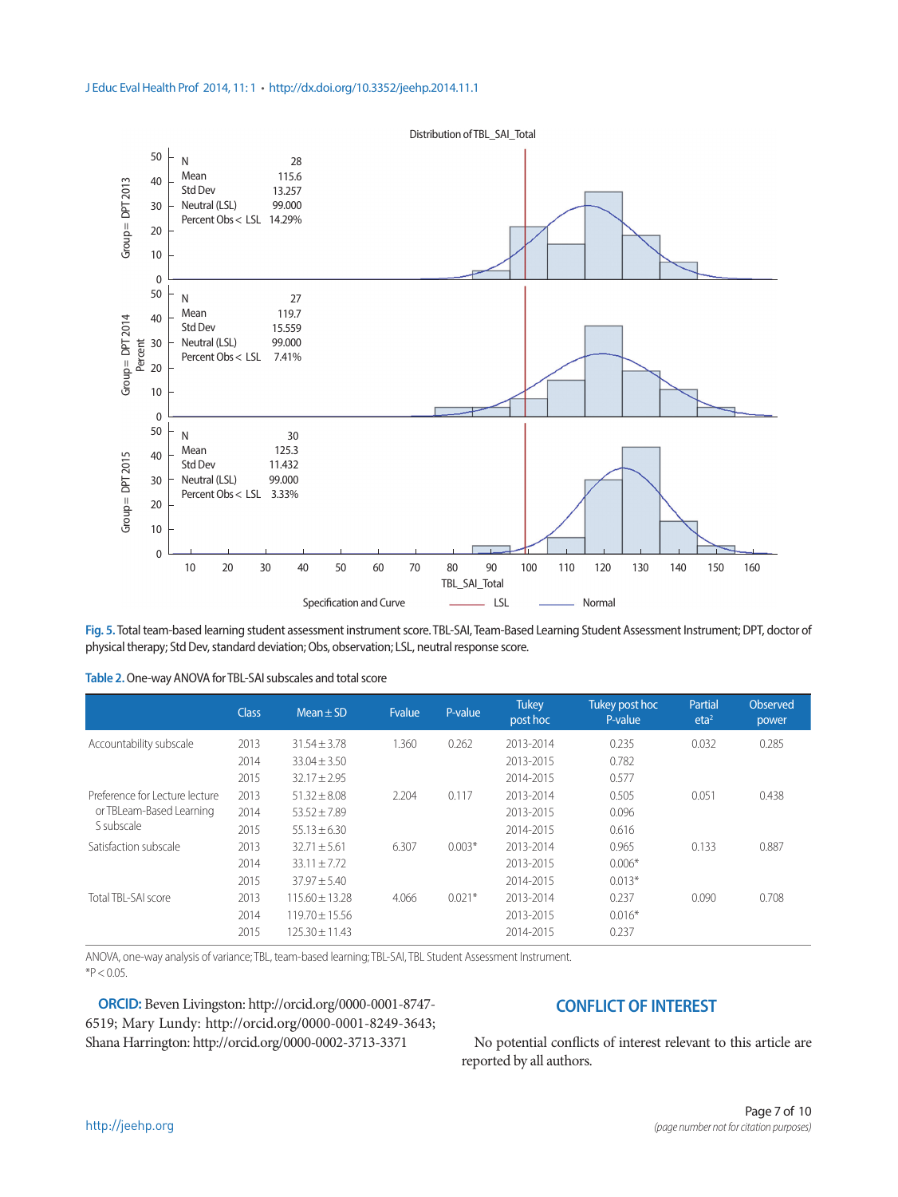Fig. 5. Total team-based learning student assessment instrument score. TBL-SAI, Team-Based Learning Student Assessment Instrument; DPT, doctor of physical therapy; Std Dev, standard deviation; Obs, observation; LSL, neutral response score.

Table 2. One-way ANOVA for TBL-SAI subscales and total score

| | Class | Mean ± SD | Fvalue | P-value | Tukey post hoc | Tukey post hoc P-value | Partial eta² | Observed power |
|---|---|---|---|---|---|---|---|---|
| Accountability subscale | 2013 | 31.54 ± 3.78 | 1.360 | 0.262 | 2013-2014 | 0.235 | 0.032 | 0.285 |
| | 2014 | 33.04 ± 3.50 | | | 2013-2015 | 0.782 | | |
| | 2015 | 32.17 ± 2.95 | | | 2014-2015 | 0.577 | | |
| Preference for Lecture lecture or TBLeam-Based Learning S subscale | 2013 | 51.32 ± 8.08 | 2.204 | 0.117 | 2013-2014 | 0.505 | 0.051 | 0.438 |
| | 2014 | 53.52 ± 7.89 | | | 2013-2015 | 0.096 | | |
| | 2015 | 55.13 ± 6.30 | | | 2014-2015 | 0.616 | | |
| Satisfaction subscale | 2013 | 32.71 ± 5.61 | 6.307 | 0.003* | 2013-2014 | 0.965 | 0.133 | 0.887 |
| | 2014 | 33.11 ± 7.72 | | | 2013-2015 | 0.006* | | |
| | 2015 | 37.97 ± 5.40 | | | 2014-2015 | 0.013* | | |
| Total TBL-SAI score | 2013 | 115.60 ± 13.28 | 4.066 | 0.021* | 2013-2014 | 0.237 | 0.090 | 0.708 |
| | 2014 | 119.70 ± 15.56 | | | 2013-2015 | 0.016* | | |
| | 2015 | 125.30 ± 11.43 | | | 2014-2015 | 0.237 | | |

ANOVA, one-way analysis of variance; TBL, team-based learning; TBL-SAI, TBL Student Assessment Instrument.
*P < 0.05.

**ORCID:** Beven Livingston: http://orcid.org/0000-0001-8747-6519; Mary Lundy: http://orcid.org/0000-0001-8249-3643; Shana Harrington: http://orcid.org/0000-0002-3713-3371

## CONFLICT OF INTEREST

No potential conflicts of interest relevant to this article are reported by all authors.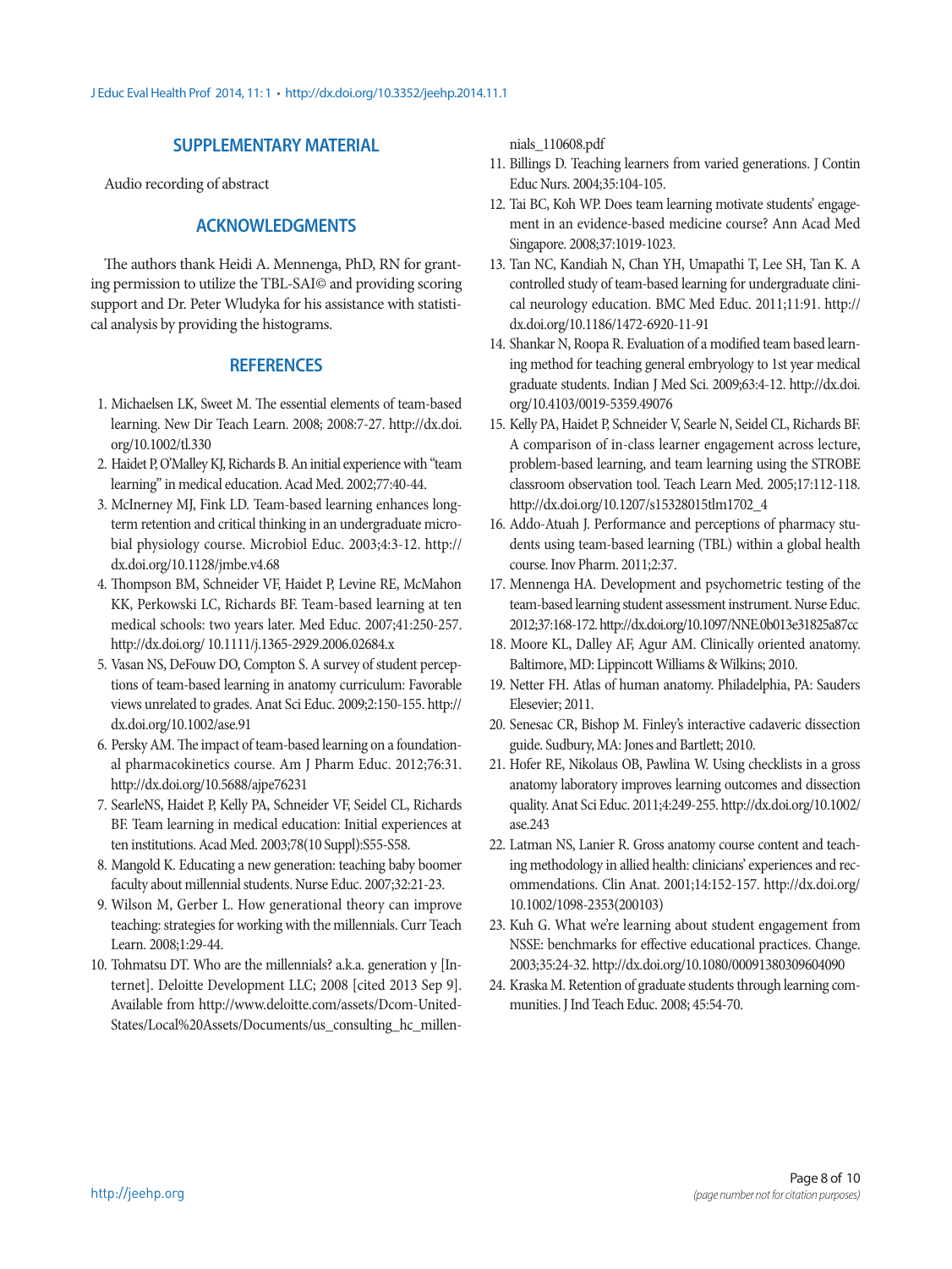## SUPPLEMENTARY MATERIAL

Audio recording of abstract

## ACKNOWLEDGMENTS

The authors thank Heidi A. Mennenga, PhD, RN for granting permission to utilize the TBL-SAI© and providing scoring support and Dr. Peter Wludyka for his assistance with statistical analysis by providing the histograms.

## REFERENCES

1. Michaelsen LK, Sweet M. The essential elements of team-based learning. New Dir Teach Learn. 2008; 2008:7-27. http://dx.doi.org/10.1002/tl.330
2. Haidet P, O'Malley KJ, Richards B. An initial experience with "team learning" in medical education. Acad Med. 2002;77:40-44.
3. McInerney MJ, Fink LD. Team-based learning enhances long-term retention and critical thinking in an undergraduate microbial physiology course. Microbiol Educ. 2003;4:3-12. http://dx.doi.org/10.1128/jmbe.v4.68
4. Thompson BM, Schneider VF, Haidet P, Levine RE, McMahon KK, Perkowski LC, Richards BF. Team-based learning at ten medical schools: two years later. Med Educ. 2007;41:250-257. http://dx.doi.org/ 10.1111/j.1365-2929.2006.02684.x
5. Vasan NS, DeFouw DO, Compton S. A survey of student perceptions of team-based learning in anatomy curriculum: Favorable views unrelated to grades. Anat Sci Educ. 2009;2:150-155. http://dx.doi.org/10.1002/ase.91
6. Persky AM. The impact of team-based learning on a foundational pharmacokinetics course. Am J Pharm Educ. 2012;76:31. http://dx.doi.org/10.5688/ajpe76231
7. SearleNS, Haidet P, Kelly PA, Schneider VF, Seidel CL, Richards BF. Team learning in medical education: Initial experiences at ten institutions. Acad Med. 2003;78(10 Suppl):S55-S58.
8. Mangold K. Educating a new generation: teaching baby boomer faculty about millennial students. Nurse Educ. 2007;32:21-23.
9. Wilson M, Gerber L. How generational theory can improve teaching: strategies for working with the millennials. Curr Teach Learn. 2008;1:29-44.
10. Tohmatsu DT. Who are the millennials? a.k.a. generation y [Internet]. Deloitte Development LLC; 2008 [cited 2013 Sep 9]. Available from http://www.deloitte.com/assets/Dcom-United-States/Local%20Assets/Documents/us_consulting_hc_millennials_110608.pdf
11. Billings D. Teaching learners from varied generations. J Contin Educ Nurs. 2004;35:104-105.
12. Tai BC, Koh WP. Does team learning motivate students' engagement in an evidence-based medicine course? Ann Acad Med Singapore. 2008;37:1019-1023.
13. Tan NC, Kandiah N, Chan YH, Umapathi T, Lee SH, Tan K. A controlled study of team-based learning for undergraduate clinical neurology education. BMC Med Educ. 2011;11:91. http://dx.doi.org/10.1186/1472-6920-11-91
14. Shankar N, Roopa R. Evaluation of a modified team based learning method for teaching general embryology to 1st year medical graduate students. Indian J Med Sci. 2009;63:4-12. http://dx.doi.org/10.4103/0019-5359.49076
15. Kelly PA, Haidet P, Schneider V, Searle N, Seidel CL, Richards BF. A comparison of in-class learner engagement across lecture, problem-based learning, and team learning using the STROBE classroom observation tool. Teach Learn Med. 2005;17:112-118. http://dx.doi.org/10.1207/s15328015tlm1702_4
16. Addo-Atuah J. Performance and perceptions of pharmacy students using team-based learning (TBL) within a global health course. Inov Pharm. 2011;2:37.
17. Mennenga HA. Development and psychometric testing of the team-based learning student assessment instrument. Nurse Educ. 2012;37:168-172. http://dx.doi.org/10.1097/NNE.0b013e31825a87cc
18. Moore KL, Dalley AF, Agur AM. Clinically oriented anatomy. Baltimore, MD: Lippincott Williams & Wilkins; 2010.
19. Netter FH. Atlas of human anatomy. Philadelphia, PA: Sauders Elesevier; 2011.
20. Senesac CR, Bishop M. Finley's interactive cadaveric dissection guide. Sudbury, MA: Jones and Bartlett; 2010.
21. Hofer RE, Nikolaus OB, Pawlina W. Using checklists in a gross anatomy laboratory improves learning outcomes and dissection quality. Anat Sci Educ. 2011;4:249-255. http://dx.doi.org/10.1002/ase.243
22. Latman NS, Lanier R. Gross anatomy course content and teaching methodology in allied health: clinicians' experiences and recommendations. Clin Anat. 2001;14:152-157. http://dx.doi.org/10.1002/1098-2353(200103)
23. Kuh G. What we're learning about student engagement from NSSE: benchmarks for effective educational practices. Change. 2003;35:24-32. http://dx.doi.org/10.1080/00091380309604090
24. Kraska M. Retention of graduate students through learning communities. J Ind Teach Educ. 2008; 45:54-70.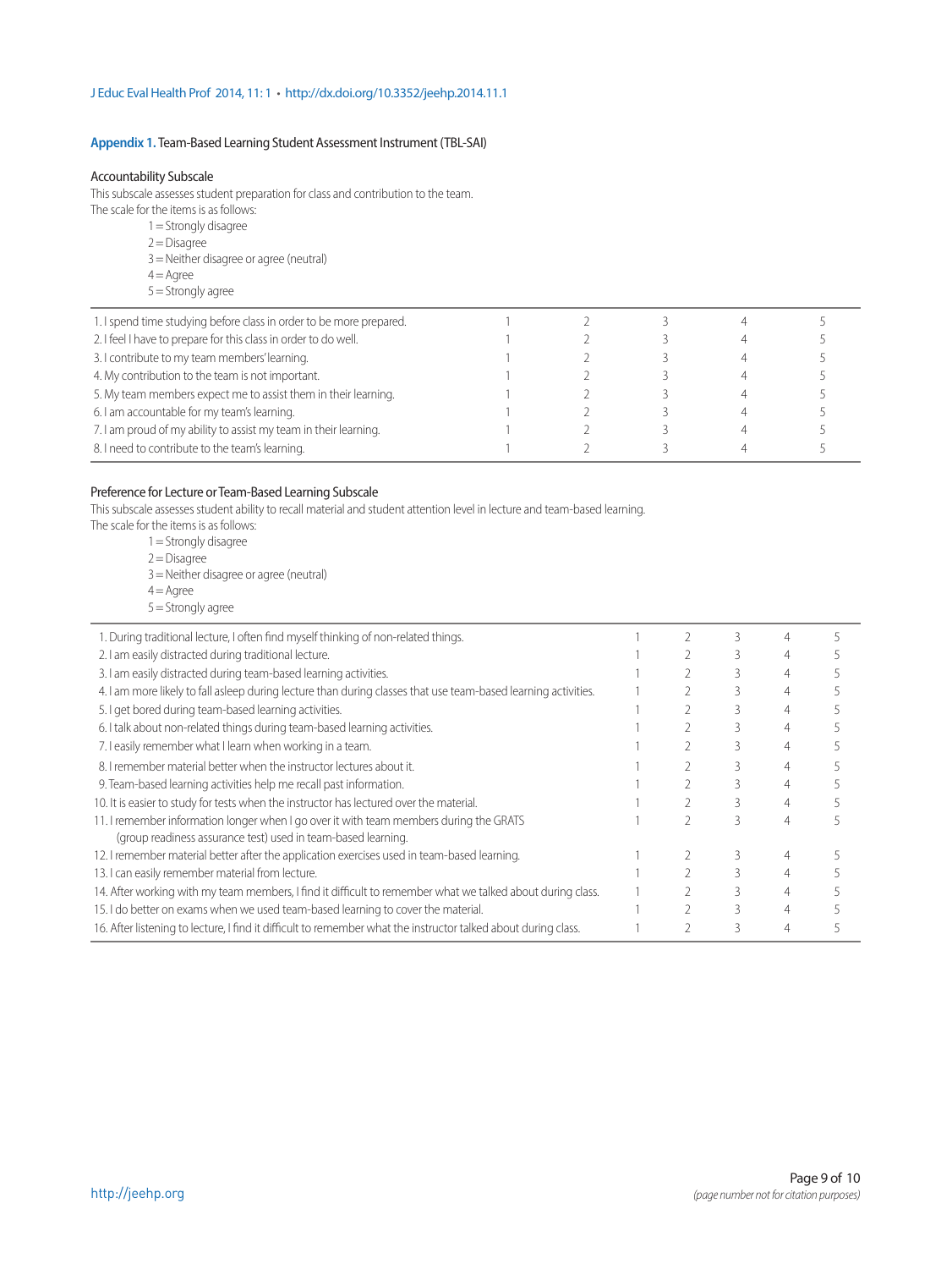**Appendix 1.** Team-Based Learning Student Assessment Instrument (TBL-SAI)

### Accountability Subscale

This subscale assesses student preparation for class and contribution to the team.
The scale for the items is as follows:

1 = Strongly disagree
2 = Disagree
3 = Neither disagree or agree (neutral)
4 = Agree
5 = Strongly agree

| | | | | | |
|---|---|---|---|---|---|
| 1. I spend time studying before class in order to be more prepared. | 1 | 2 | 3 | 4 | 5 |
| 2. I feel I have to prepare for this class in order to do well. | 1 | 2 | 3 | 4 | 5 |
| 3. I contribute to my team members' learning. | 1 | 2 | 3 | 4 | 5 |
| 4. My contribution to the team is not important. | 1 | 2 | 3 | 4 | 5 |
| 5. My team members expect me to assist them in their learning. | 1 | 2 | 3 | 4 | 5 |
| 6. I am accountable for my team's learning. | 1 | 2 | 3 | 4 | 5 |
| 7. I am proud of my ability to assist my team in their learning. | 1 | 2 | 3 | 4 | 5 |
| 8. I need to contribute to the team's learning. | 1 | 2 | 3 | 4 | 5 |

### Preference for Lecture or Team-Based Learning Subscale

This subscale assesses student ability to recall material and student attention level in lecture and team-based learning.
The scale for the items is as follows:

1 = Strongly disagree
2 = Disagree
3 = Neither disagree or agree (neutral)
4 = Agree
5 = Strongly agree

| | | | | | |
|---|---|---|---|---|---|
| 1. During traditional lecture, I often find myself thinking of non-related things. | 1 | 2 | 3 | 4 | 5 |
| 2. I am easily distracted during traditional lecture. | 1 | 2 | 3 | 4 | 5 |
| 3. I am easily distracted during team-based learning activities. | 1 | 2 | 3 | 4 | 5 |
| 4. I am more likely to fall asleep during lecture than during classes that use team-based learning activities. | 1 | 2 | 3 | 4 | 5 |
| 5. I get bored during team-based learning activities. | 1 | 2 | 3 | 4 | 5 |
| 6. I talk about non-related things during team-based learning activities. | 1 | 2 | 3 | 4 | 5 |
| 7. I easily remember what I learn when working in a team. | 1 | 2 | 3 | 4 | 5 |
| 8. I remember material better when the instructor lectures about it. | 1 | 2 | 3 | 4 | 5 |
| 9. Team-based learning activities help me recall past information. | 1 | 2 | 3 | 4 | 5 |
| 10. It is easier to study for tests when the instructor has lectured over the material. | 1 | 2 | 3 | 4 | 5 |
| 11. I remember information longer when I go over it with team members during the GRATS (group readiness assurance test) used in team-based learning. | 1 | 2 | 3 | 4 | 5 |
| 12. I remember material better after the application exercises used in team-based learning. | 1 | 2 | 3 | 4 | 5 |
| 13. I can easily remember material from lecture. | 1 | 2 | 3 | 4 | 5 |
| 14. After working with my team members, I find it difficult to remember what we talked about during class. | 1 | 2 | 3 | 4 | 5 |
| 15. I do better on exams when we used team-based learning to cover the material. | 1 | 2 | 3 | 4 | 5 |
| 16. After listening to lecture, I find it difficult to remember what the instructor talked about during class. | 1 | 2 | 3 | 4 | 5 |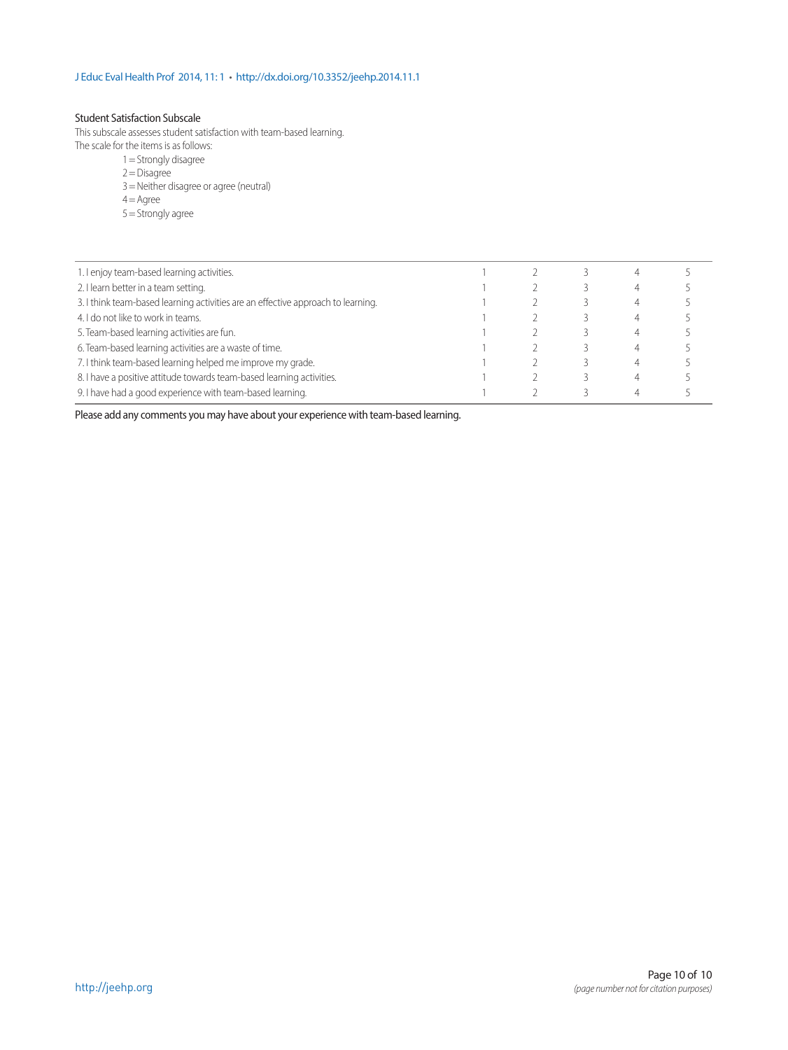Student Satisfaction Subscale

This subscale assesses student satisfaction with team-based learning.

The scale for the items is as follows:

1 = Strongly disagree
2 = Disagree
3 = Neither disagree or agree (neutral)
4 = Agree
5 = Strongly agree

| | | | | | |
|---|---|---|---|---|---|
| 1. I enjoy team-based learning activities. | 1 | 2 | 3 | 4 | 5 |
| 2. I learn better in a team setting. | 1 | 2 | 3 | 4 | 5 |
| 3. I think team-based learning activities are an effective approach to learning. | 1 | 2 | 3 | 4 | 5 |
| 4. I do not like to work in teams. | 1 | 2 | 3 | 4 | 5 |
| 5. Team-based learning activities are fun. | 1 | 2 | 3 | 4 | 5 |
| 6. Team-based learning activities are a waste of time. | 1 | 2 | 3 | 4 | 5 |
| 7. I think team-based learning helped me improve my grade. | 1 | 2 | 3 | 4 | 5 |
| 8. I have a positive attitude towards team-based learning activities. | 1 | 2 | 3 | 4 | 5 |
| 9. I have had a good experience with team-based learning. | 1 | 2 | 3 | 4 | 5 |

Please add any comments you may have about your experience with team-based learning.